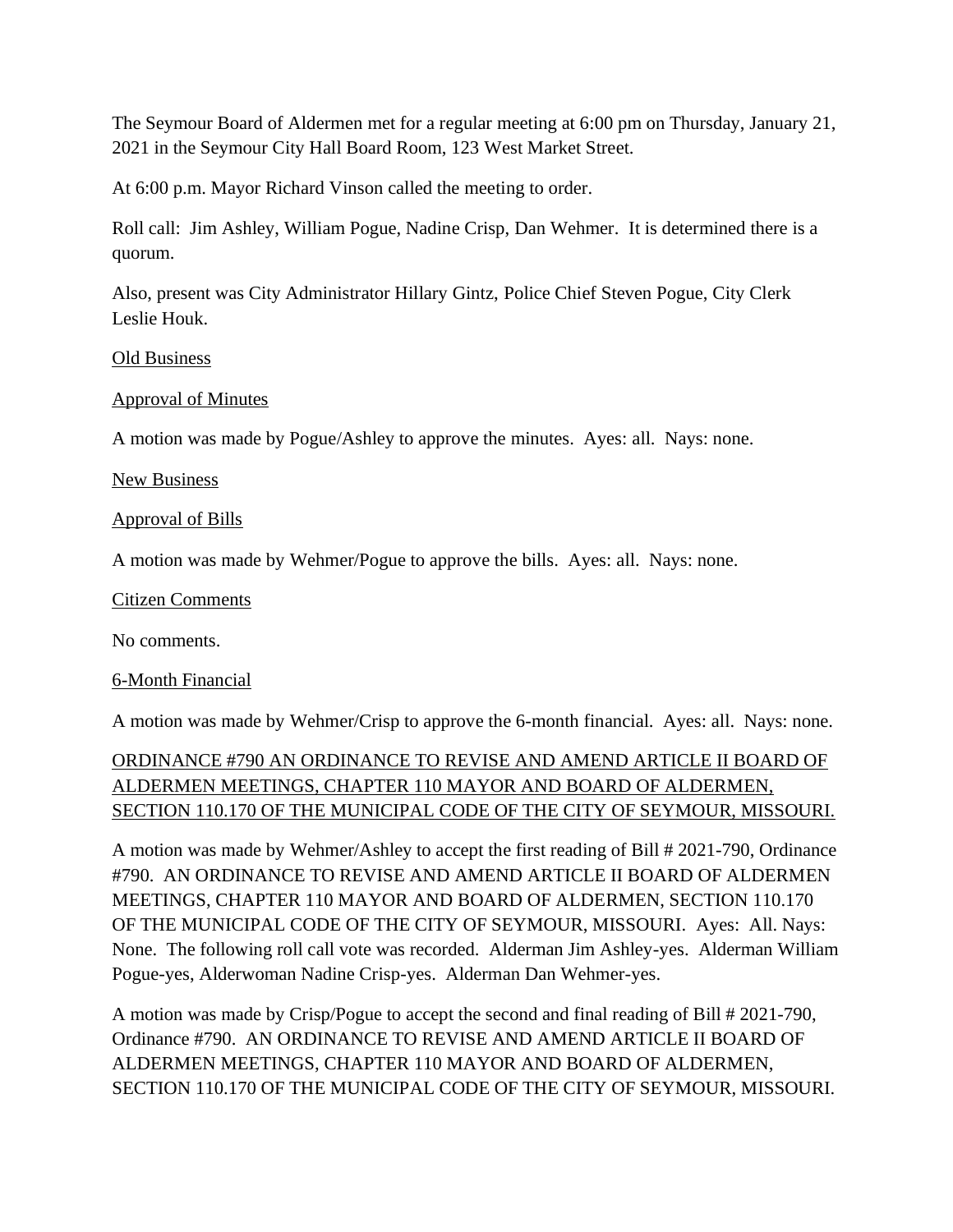The Seymour Board of Aldermen met for a regular meeting at 6:00 pm on Thursday, January 21, 2021 in the Seymour City Hall Board Room, 123 West Market Street.

At 6:00 p.m. Mayor Richard Vinson called the meeting to order.

Roll call: Jim Ashley, William Pogue, Nadine Crisp, Dan Wehmer. It is determined there is a quorum.

Also, present was City Administrator Hillary Gintz, Police Chief Steven Pogue, City Clerk Leslie Houk.

<u>Old Business</u>

<u>Approval of Minutes</u>

A motion was made by Pogue/Ashley to approve the minutes. Ayes: all. Nays: none.

<u>New Business</u>

<u>Approval of Bills</u>

A motion was made by Wehmer/Pogue to approve the bills. Ayes: all. Nays: none.

<u>Citizen Comments</u>

No comments.

<u>6-Month Financial</u>

A motion was made by Wehmer/Crisp to approve the 6-month financial. Ayes: all. Nays: none.

<u>ORDINANCE #790 AN ORDINANCE TO REVISE AND AMEND ARTICLE II BOARD OF ALDERMEN MEETINGS, CHAPTER 110 MAYOR AND BOARD OF ALDERMEN, SECTION 110.170 OF THE MUNICIPAL CODE OF THE CITY OF SEYMOUR, MISSOURI.</u>

A motion was made by Wehmer/Ashley to accept the first reading of Bill # 2021-790, Ordinance #790. AN ORDINANCE TO REVISE AND AMEND ARTICLE II BOARD OF ALDERMEN MEETINGS, CHAPTER 110 MAYOR AND BOARD OF ALDERMEN, SECTION 110.170 OF THE MUNICIPAL CODE OF THE CITY OF SEYMOUR, MISSOURI. Ayes: All. Nays: None. The following roll call vote was recorded. Alderman Jim Ashley-yes. Alderman William Pogue-yes, Alderwoman Nadine Crisp-yes. Alderman Dan Wehmer-yes.

A motion was made by Crisp/Pogue to accept the second and final reading of Bill # 2021-790, Ordinance #790. AN ORDINANCE TO REVISE AND AMEND ARTICLE II BOARD OF ALDERMEN MEETINGS, CHAPTER 110 MAYOR AND BOARD OF ALDERMEN, SECTION 110.170 OF THE MUNICIPAL CODE OF THE CITY OF SEYMOUR, MISSOURI.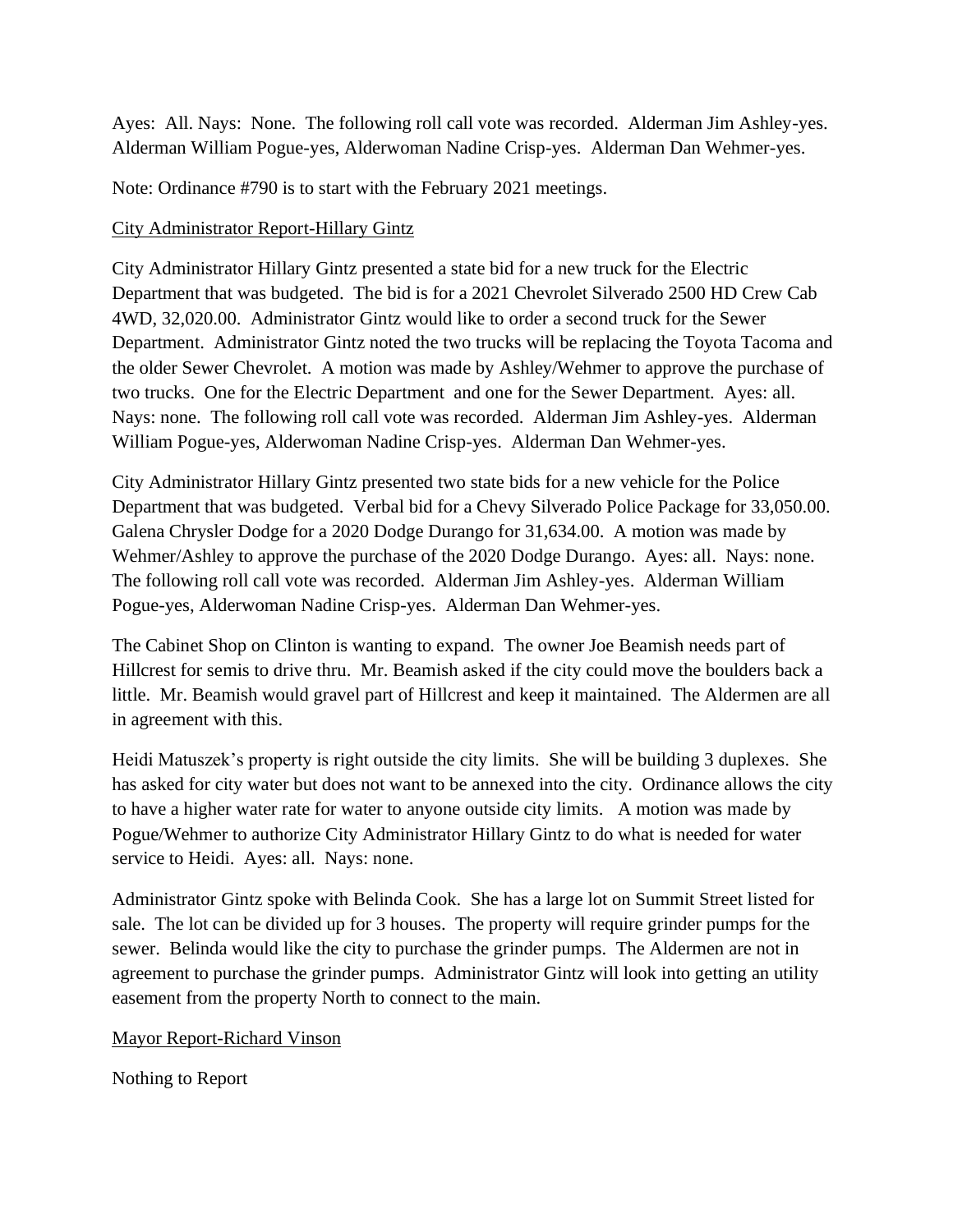Ayes: All. Nays: None. The following roll call vote was recorded. Alderman Jim Ashley-yes. Alderman William Pogue-yes, Alderwoman Nadine Crisp-yes. Alderman Dan Wehmer-yes.

Note: Ordinance #790 is to start with the February 2021 meetings.

<u>City Administrator Report-Hillary Gintz</u>

City Administrator Hillary Gintz presented a state bid for a new truck for the Electric Department that was budgeted. The bid is for a 2021 Chevrolet Silverado 2500 HD Crew Cab 4WD, 32,020.00. Administrator Gintz would like to order a second truck for the Sewer Department. Administrator Gintz noted the two trucks will be replacing the Toyota Tacoma and the older Sewer Chevrolet. A motion was made by Ashley/Wehmer to approve the purchase of two trucks. One for the Electric Department and one for the Sewer Department. Ayes: all. Nays: none. The following roll call vote was recorded. Alderman Jim Ashley-yes. Alderman William Pogue-yes, Alderwoman Nadine Crisp-yes. Alderman Dan Wehmer-yes.

City Administrator Hillary Gintz presented two state bids for a new vehicle for the Police Department that was budgeted. Verbal bid for a Chevy Silverado Police Package for 33,050.00. Galena Chrysler Dodge for a 2020 Dodge Durango for 31,634.00. A motion was made by Wehmer/Ashley to approve the purchase of the 2020 Dodge Durango. Ayes: all. Nays: none. The following roll call vote was recorded. Alderman Jim Ashley-yes. Alderman William Pogue-yes, Alderwoman Nadine Crisp-yes. Alderman Dan Wehmer-yes.

The Cabinet Shop on Clinton is wanting to expand. The owner Joe Beamish needs part of Hillcrest for semis to drive thru. Mr. Beamish asked if the city could move the boulders back a little. Mr. Beamish would gravel part of Hillcrest and keep it maintained. The Aldermen are all in agreement with this.

Heidi Matuszek's property is right outside the city limits. She will be building 3 duplexes. She has asked for city water but does not want to be annexed into the city. Ordinance allows the city to have a higher water rate for water to anyone outside city limits. A motion was made by Pogue/Wehmer to authorize City Administrator Hillary Gintz to do what is needed for water service to Heidi. Ayes: all. Nays: none.

Administrator Gintz spoke with Belinda Cook. She has a large lot on Summit Street listed for sale. The lot can be divided up for 3 houses. The property will require grinder pumps for the sewer. Belinda would like the city to purchase the grinder pumps. The Aldermen are not in agreement to purchase the grinder pumps. Administrator Gintz will look into getting an utility easement from the property North to connect to the main.

<u>Mayor Report-Richard Vinson</u>

Nothing to Report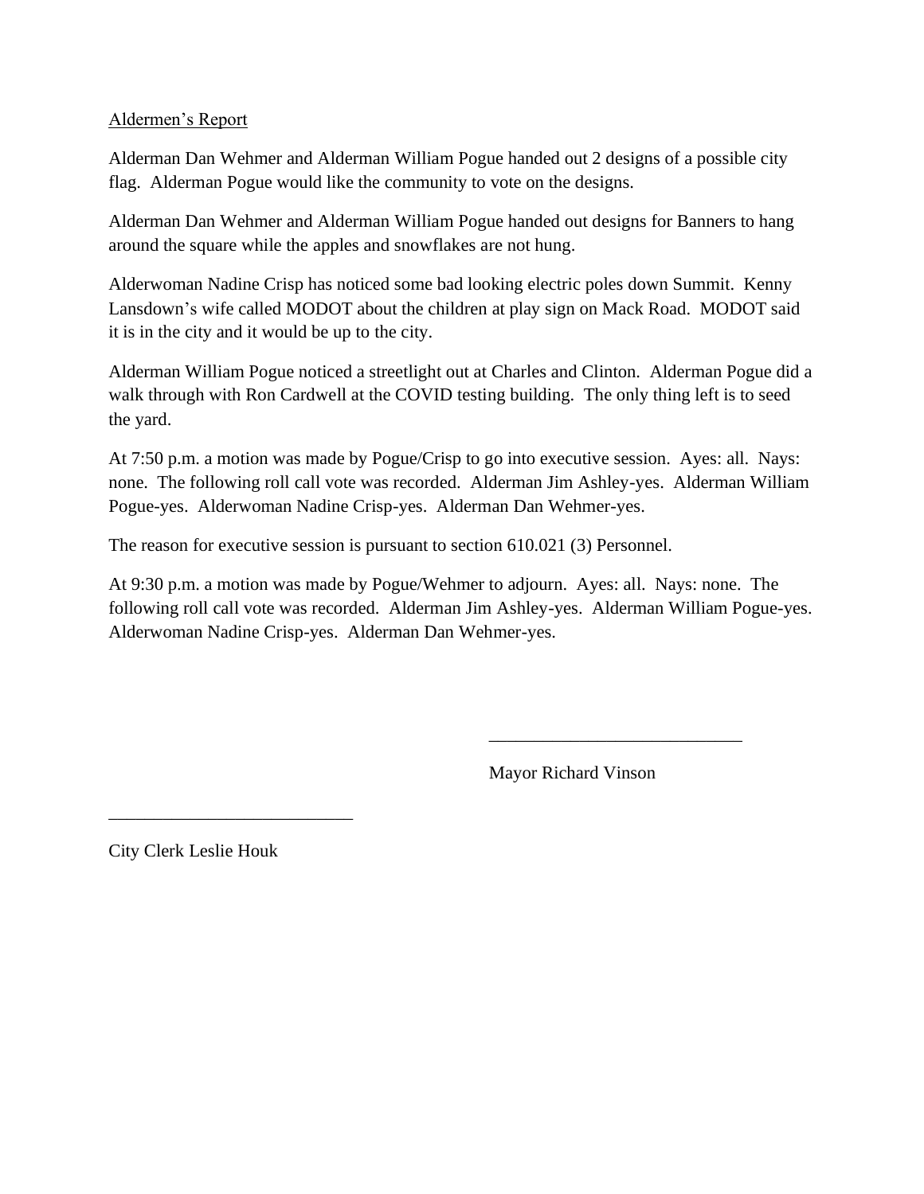Aldermen's Report

Alderman Dan Wehmer and Alderman William Pogue handed out 2 designs of a possible city flag. Alderman Pogue would like the community to vote on the designs.

Alderman Dan Wehmer and Alderman William Pogue handed out designs for Banners to hang around the square while the apples and snowflakes are not hung.

Alderwoman Nadine Crisp has noticed some bad looking electric poles down Summit. Kenny Lansdown's wife called MODOT about the children at play sign on Mack Road. MODOT said it is in the city and it would be up to the city.

Alderman William Pogue noticed a streetlight out at Charles and Clinton. Alderman Pogue did a walk through with Ron Cardwell at the COVID testing building. The only thing left is to seed the yard.

At 7:50 p.m. a motion was made by Pogue/Crisp to go into executive session. Ayes: all. Nays: none. The following roll call vote was recorded. Alderman Jim Ashley-yes. Alderman William Pogue-yes. Alderwoman Nadine Crisp-yes. Alderman Dan Wehmer-yes.

The reason for executive session is pursuant to section 610.021 (3) Personnel.

At 9:30 p.m. a motion was made by Pogue/Wehmer to adjourn. Ayes: all. Nays: none. The following roll call vote was recorded. Alderman Jim Ashley-yes. Alderman William Pogue-yes. Alderwoman Nadine Crisp-yes. Alderman Dan Wehmer-yes.

____________________________

Mayor Richard Vinson

____________________________

City Clerk Leslie Houk